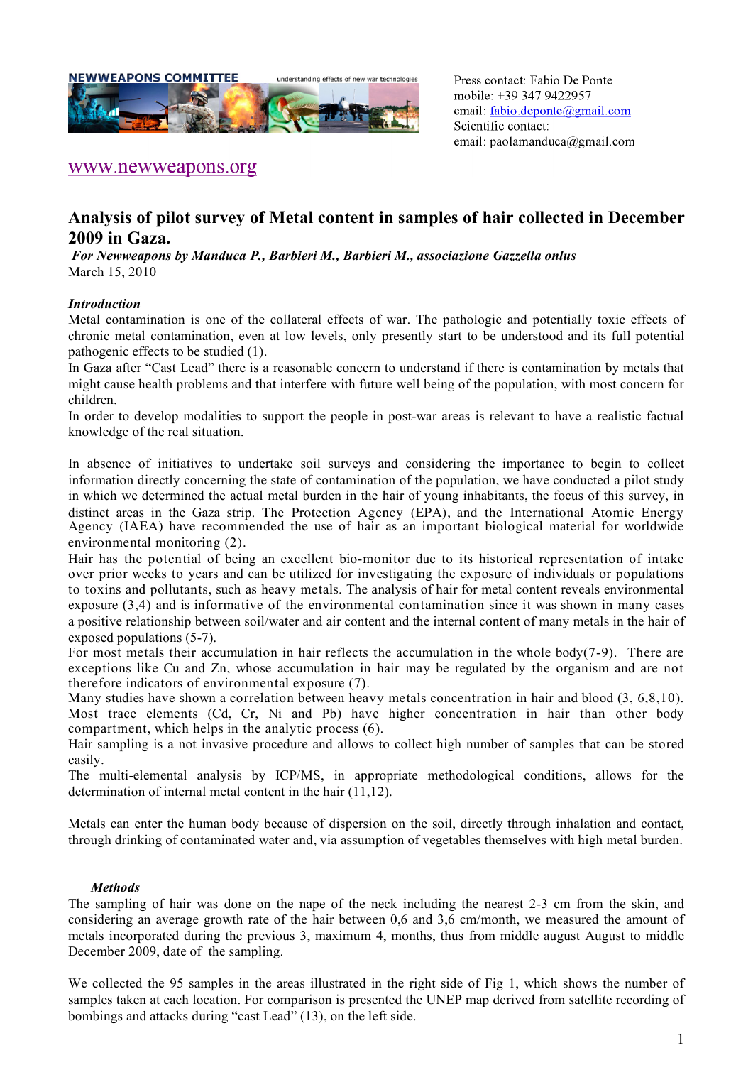NEWWEAPONS COMMITTEE — understanding effects of new war technologies

Press contact: Fabio De Ponte
mobile: +39 347 9422957
email: fabio.deponte@gmail.com
Scientific contact:
email: paolamanduca@gmail.com

www.newweapons.org

# Analysis of pilot survey of Metal content in samples of hair collected in December 2009 in Gaza.

***For Newweapons by Manduca P., Barbieri M., Barbieri M., associazione Gazzella onlus***

March 15, 2010

### *Introduction*

Metal contamination is one of the collateral effects of war. The pathologic and potentially toxic effects of chronic metal contamination, even at low levels, only presently start to be understood and its full potential pathogenic effects to be studied (1).

In Gaza after "Cast Lead" there is a reasonable concern to understand if there is contamination by metals that might cause health problems and that interfere with future well being of the population, with most concern for children.

In order to develop modalities to support the people in post-war areas is relevant to have a realistic factual knowledge of the real situation.

In absence of initiatives to undertake soil surveys and considering the importance to begin to collect information directly concerning the state of contamination of the population, we have conducted a pilot study in which we determined the actual metal burden in the hair of young inhabitants, the focus of this survey, in distinct areas in the Gaza strip. The Protection Agency (EPA), and the International Atomic Energy Agency (IAEA) have recommended the use of hair as an important biological material for worldwide environmental monitoring (2).

Hair has the potential of being an excellent bio-monitor due to its historical representation of intake over prior weeks to years and can be utilized for investigating the exposure of individuals or populations to toxins and pollutants, such as heavy metals. The analysis of hair for metal content reveals environmental exposure (3,4) and is informative of the environmental contamination since it was shown in many cases a positive relationship between soil/water and air content and the internal content of many metals in the hair of exposed populations (5-7).

For most metals their accumulation in hair reflects the accumulation in the whole body(7-9). There are exceptions like Cu and Zn, whose accumulation in hair may be regulated by the organism and are not therefore indicators of environmental exposure (7).

Many studies have shown a correlation between heavy metals concentration in hair and blood (3, 6,8,10). Most trace elements (Cd, Cr, Ni and Pb) have higher concentration in hair than other body compartment, which helps in the analytic process (6).

Hair sampling is a not invasive procedure and allows to collect high number of samples that can be stored easily.

The multi-elemental analysis by ICP/MS, in appropriate methodological conditions, allows for the determination of internal metal content in the hair (11,12).

Metals can enter the human body because of dispersion on the soil, directly through inhalation and contact, through drinking of contaminated water and, via assumption of vegetables themselves with high metal burden.

### *Methods*

The sampling of hair was done on the nape of the neck including the nearest 2-3 cm from the skin, and considering an average growth rate of the hair between 0,6 and 3,6 cm/month, we measured the amount of metals incorporated during the previous 3, maximum 4, months, thus from middle august August to middle December 2009, date of the sampling.

We collected the 95 samples in the areas illustrated in the right side of Fig 1, which shows the number of samples taken at each location. For comparison is presented the UNEP map derived from satellite recording of bombings and attacks during "cast Lead" (13), on the left side.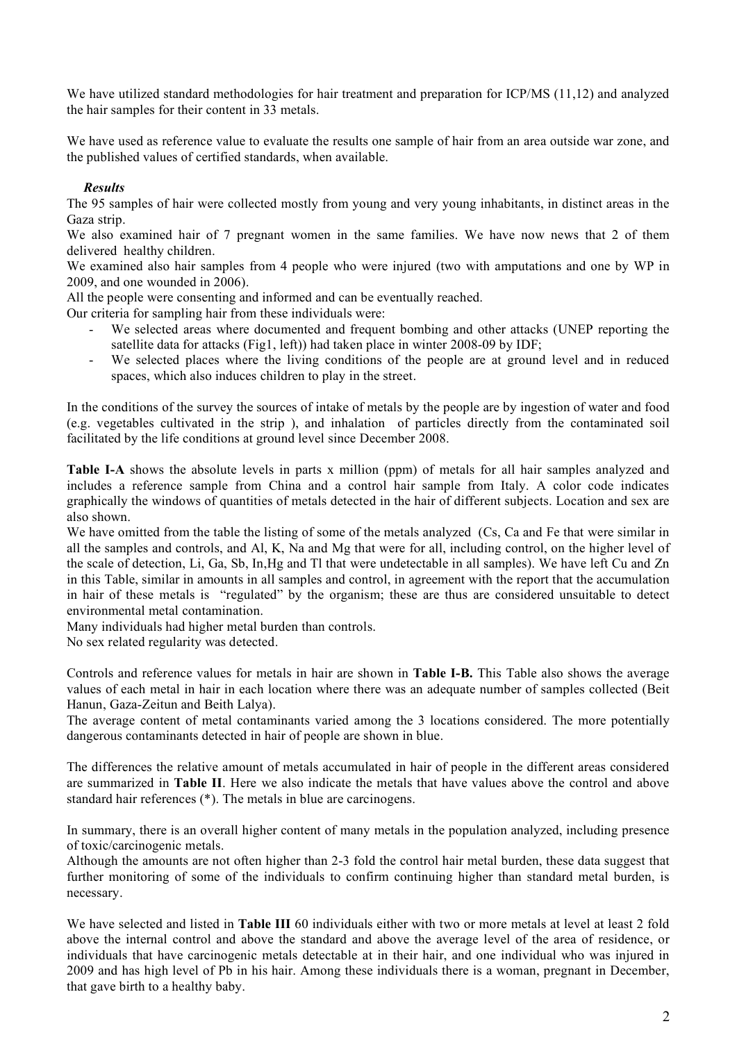We have utilized standard methodologies for hair treatment and preparation for ICP/MS (11,12) and analyzed the hair samples for their content in 33 metals.

We have used as reference value to evaluate the results one sample of hair from an area outside war zone, and the published values of certified standards, when available.

***Results***

The 95 samples of hair were collected mostly from young and very young inhabitants, in distinct areas in the Gaza strip.

We also examined hair of 7 pregnant women in the same families. We have now news that 2 of them delivered healthy children.

We examined also hair samples from 4 people who were injured (two with amputations and one by WP in 2009, and one wounded in 2006).

All the people were consenting and informed and can be eventually reached.

Our criteria for sampling hair from these individuals were:

- We selected areas where documented and frequent bombing and other attacks (UNEP reporting the satellite data for attacks (Fig1, left)) had taken place in winter 2008-09 by IDF;
- We selected places where the living conditions of the people are at ground level and in reduced spaces, which also induces children to play in the street.

In the conditions of the survey the sources of intake of metals by the people are by ingestion of water and food (e.g. vegetables cultivated in the strip ), and inhalation of particles directly from the contaminated soil facilitated by the life conditions at ground level since December 2008.

**Table I-A** shows the absolute levels in parts x million (ppm) of metals for all hair samples analyzed and includes a reference sample from China and a control hair sample from Italy. A color code indicates graphically the windows of quantities of metals detected in the hair of different subjects. Location and sex are also shown.

We have omitted from the table the listing of some of the metals analyzed (Cs, Ca and Fe that were similar in all the samples and controls, and Al, K, Na and Mg that were for all, including control, on the higher level of the scale of detection, Li, Ga, Sb, In,Hg and Tl that were undetectable in all samples). We have left Cu and Zn in this Table, similar in amounts in all samples and control, in agreement with the report that the accumulation in hair of these metals is "regulated" by the organism; these are thus are considered unsuitable to detect environmental metal contamination.

Many individuals had higher metal burden than controls.

No sex related regularity was detected.

Controls and reference values for metals in hair are shown in **Table I-B.** This Table also shows the average values of each metal in hair in each location where there was an adequate number of samples collected (Beit Hanun, Gaza-Zeitun and Beith Lalya).

The average content of metal contaminants varied among the 3 locations considered. The more potentially dangerous contaminants detected in hair of people are shown in blue.

The differences the relative amount of metals accumulated in hair of people in the different areas considered are summarized in **Table II**. Here we also indicate the metals that have values above the control and above standard hair references (*). The metals in blue are carcinogens.

In summary, there is an overall higher content of many metals in the population analyzed, including presence of toxic/carcinogenic metals.

Although the amounts are not often higher than 2-3 fold the control hair metal burden, these data suggest that further monitoring of some of the individuals to confirm continuing higher than standard metal burden, is necessary.

We have selected and listed in **Table III** 60 individuals either with two or more metals at level at least 2 fold above the internal control and above the standard and above the average level of the area of residence, or individuals that have carcinogenic metals detectable at in their hair, and one individual who was injured in 2009 and has high level of Pb in his hair. Among these individuals there is a woman, pregnant in December, that gave birth to a healthy baby.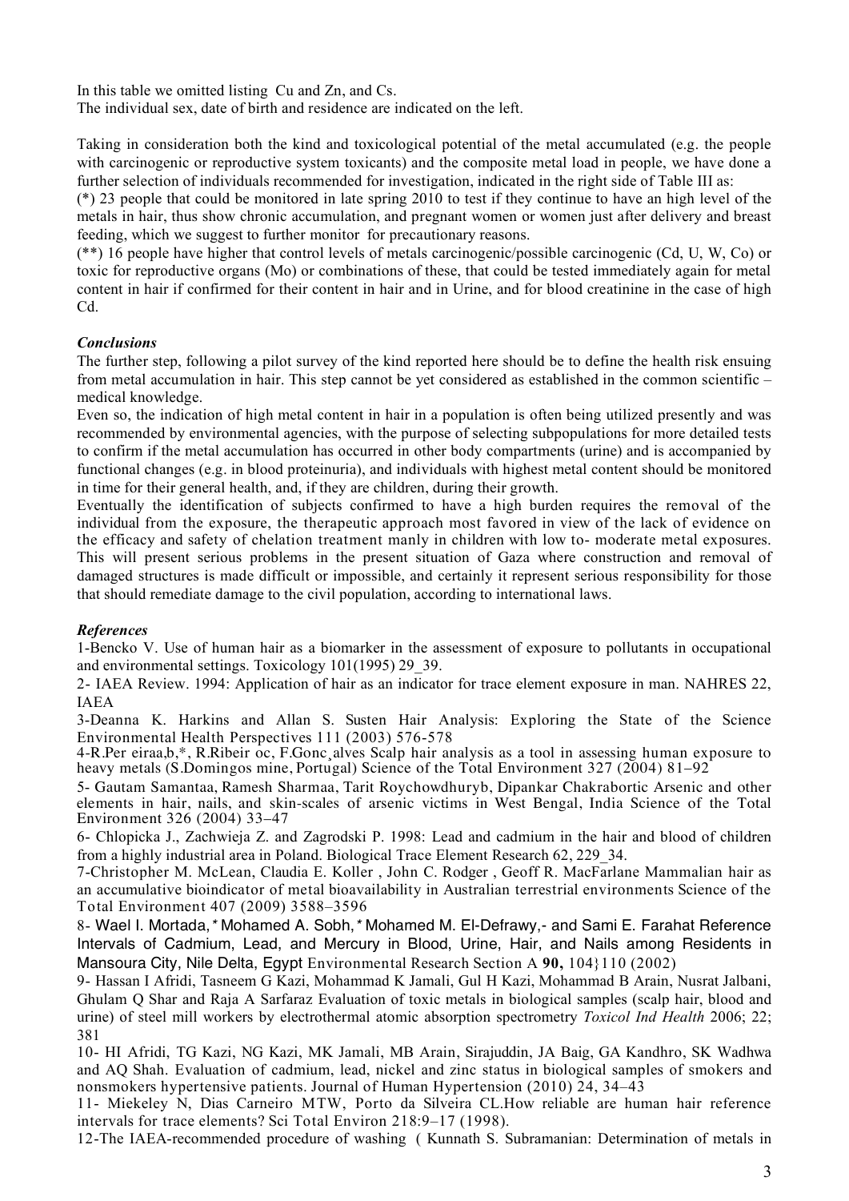In this table we omitted listing Cu and Zn, and Cs.
The individual sex, date of birth and residence are indicated on the left.

Taking in consideration both the kind and toxicological potential of the metal accumulated (e.g. the people with carcinogenic or reproductive system toxicants) and the composite metal load in people, we have done a further selection of individuals recommended for investigation, indicated in the right side of Table III as:

(*) 23 people that could be monitored in late spring 2010 to test if they continue to have an high level of the metals in hair, thus show chronic accumulation, and pregnant women or women just after delivery and breast feeding, which we suggest to further monitor for precautionary reasons.

(**) 16 people have higher that control levels of metals carcinogenic/possible carcinogenic (Cd, U, W, Co) or toxic for reproductive organs (Mo) or combinations of these, that could be tested immediately again for metal content in hair if confirmed for their content in hair and in Urine, and for blood creatinine in the case of high Cd.

### *Conclusions*

The further step, following a pilot survey of the kind reported here should be to define the health risk ensuing from metal accumulation in hair. This step cannot be yet considered as established in the common scientific – medical knowledge.

Even so, the indication of high metal content in hair in a population is often being utilized presently and was recommended by environmental agencies, with the purpose of selecting subpopulations for more detailed tests to confirm if the metal accumulation has occurred in other body compartments (urine) and is accompanied by functional changes (e.g. in blood proteinuria), and individuals with highest metal content should be monitored in time for their general health, and, if they are children, during their growth.

Eventually the identification of subjects confirmed to have a high burden requires the removal of the individual from the exposure, the therapeutic approach most favored in view of the lack of evidence on the efficacy and safety of chelation treatment manly in children with low to- moderate metal exposures. This will present serious problems in the present situation of Gaza where construction and removal of damaged structures is made difficult or impossible, and certainly it represent serious responsibility for those that should remediate damage to the civil population, according to international laws.

### *References*

1-Bencko V. Use of human hair as a biomarker in the assessment of exposure to pollutants in occupational and environmental settings. Toxicology 101(1995) 29_39.

2- IAEA Review. 1994: Application of hair as an indicator for trace element exposure in man. NAHRES 22, IAEA

3-Deanna K. Harkins and Allan S. Susten Hair Analysis: Exploring the State of the Science Environmental Health Perspectives 111 (2003) 576-578

4-R.Per eiraa,b,*, R.Ribeir oc, F.Gonc¸alves Scalp hair analysis as a tool in assessing human exposure to heavy metals (S.Domingos mine, Portugal) Science of the Total Environment 327 (2004) 81–92

5- Gautam Samantaa, Ramesh Sharmaa, Tarit Roychowdhuryb, Dipankar Chakrabortic Arsenic and other elements in hair, nails, and skin-scales of arsenic victims in West Bengal, India Science of the Total Environment 326 (2004) 33–47

6- Chlopicka J., Zachwieja Z. and Zagrodski P. 1998: Lead and cadmium in the hair and blood of children from a highly industrial area in Poland. Biological Trace Element Research 62, 229_34.

7-Christopher M. McLean, Claudia E. Koller , John C. Rodger , Geoff R. MacFarlane Mammalian hair as an accumulative bioindicator of metal bioavailability in Australian terrestrial environments Science of the Total Environment 407 (2009) 3588–3596

8- Wael I. Mortada,* Mohamed A. Sobh,* Mohamed M. El-Defrawy,- and Sami E. Farahat Reference Intervals of Cadmium, Lead, and Mercury in Blood, Urine, Hair, and Nails among Residents in Mansoura City, Nile Delta, Egypt Environmental Research Section A **90,** 104}110 (2002)

9- Hassan I Afridi, Tasneem G Kazi, Mohammad K Jamali, Gul H Kazi, Mohammad B Arain, Nusrat Jalbani, Ghulam Q Shar and Raja A Sarfaraz Evaluation of toxic metals in biological samples (scalp hair, blood and urine) of steel mill workers by electrothermal atomic absorption spectrometry *Toxicol Ind Health* 2006; 22; 381

10- HI Afridi, TG Kazi, NG Kazi, MK Jamali, MB Arain, Sirajuddin, JA Baig, GA Kandhro, SK Wadhwa and AQ Shah. Evaluation of cadmium, lead, nickel and zinc status in biological samples of smokers and nonsmokers hypertensive patients. Journal of Human Hypertension (2010) 24, 34–43

11- Miekeley N, Dias Carneiro MTW, Porto da Silveira CL.How reliable are human hair reference intervals for trace elements? Sci Total Environ 218:9–17 (1998).

12-The IAEA-recommended procedure of washing ( Kunnath S. Subramanian: Determination of metals in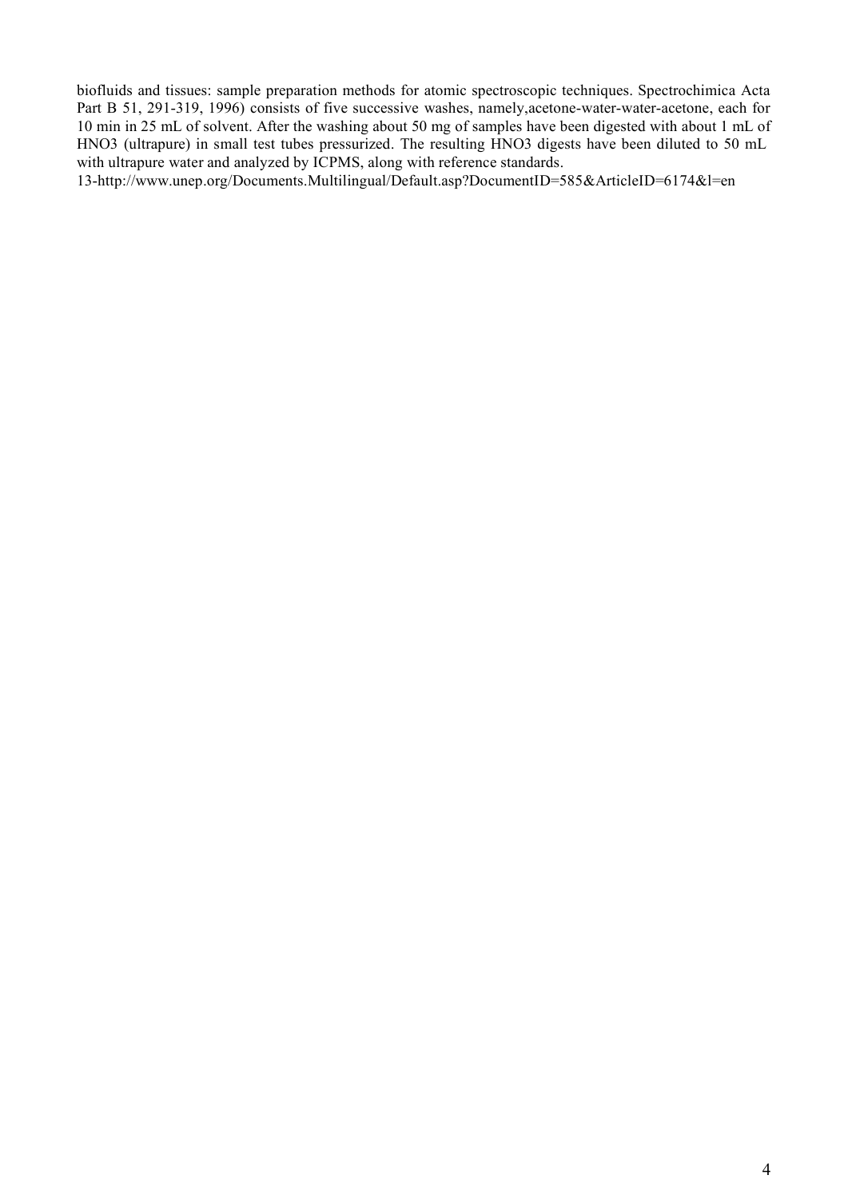biofluids and tissues: sample preparation methods for atomic spectroscopic techniques. Spectrochimica Acta Part B 51, 291-319, 1996) consists of five successive washes, namely,acetone-water-water-acetone, each for 10 min in 25 mL of solvent. After the washing about 50 mg of samples have been digested with about 1 mL of $HNO_3$ (ultrapure) in small test tubes pressurized. The resulting $HNO_3$ digests have been diluted to 50 mL with ultrapure water and analyzed by ICPMS, along with reference standards.

13-http://www.unep.org/Documents.Multilingual/Default.asp?DocumentID=585&ArticleID=6174&l=en